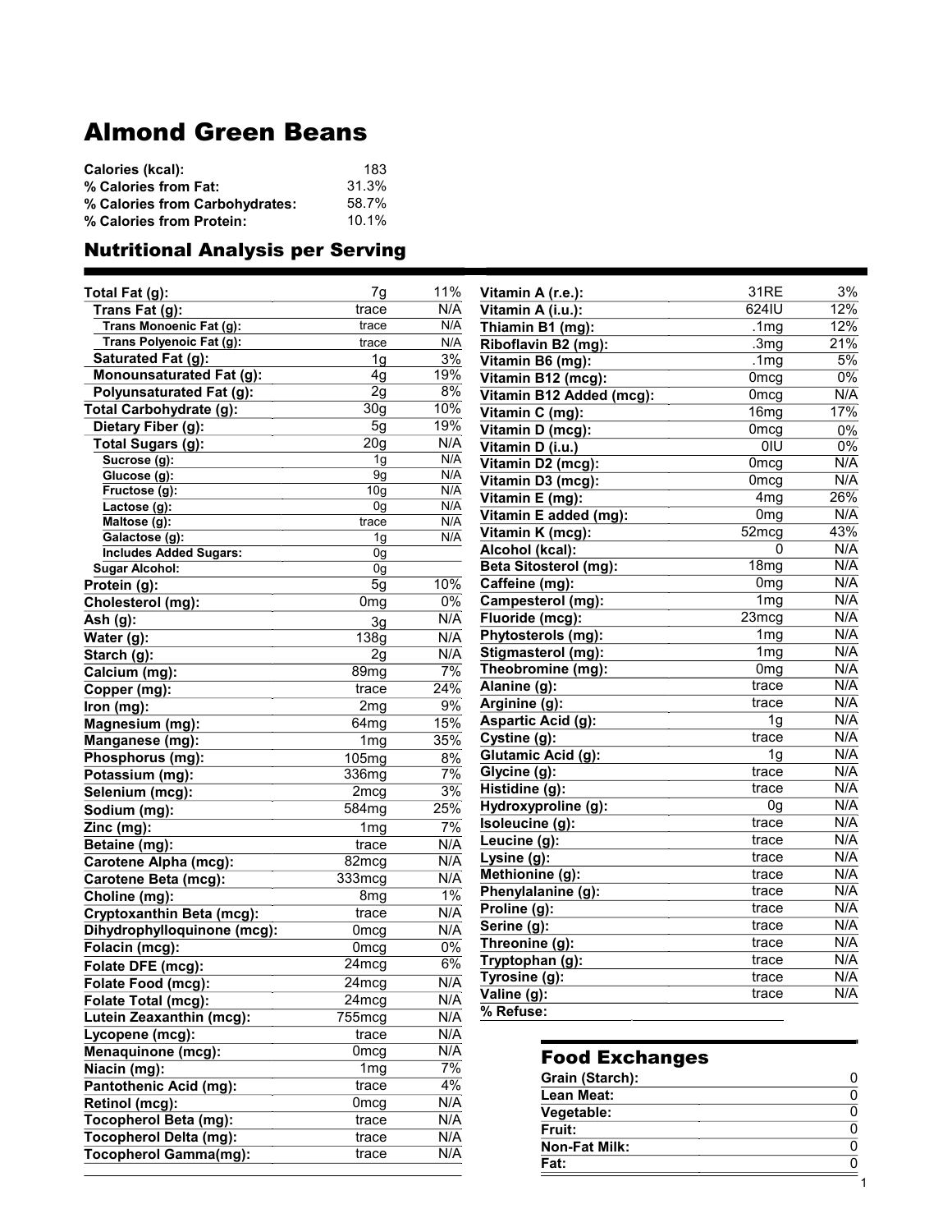# Almond Green Beans

| | |
|---|---|
| **Calories (kcal):** | 183 |
| **% Calories from Fat:** | 31.3% |
| **% Calories from Carbohydrates:** | 58.7% |
| **% Calories from Protein:** | 10.1% |

## Nutritional Analysis per Serving

| Nutrient | Amount | % |
|---|---|---|
| **Total Fat (g):** | 7g | 11% |
| **Trans Fat (g):** | trace | N/A |
| **Trans Monoenic Fat (g):** | trace | N/A |
| **Trans Polyenoic Fat (g):** | trace | N/A |
| **Saturated Fat (g):** | 1g | 3% |
| **Monounsaturated Fat (g):** | 4g | 19% |
| **Polyunsaturated Fat (g):** | 2g | 8% |
| **Total Carbohydrate (g):** | 30g | 10% |
| **Dietary Fiber (g):** | 5g | 19% |
| **Total Sugars (g):** | 20g | N/A |
| **Sucrose (g):** | 1g | N/A |
| **Glucose (g):** | 9g | N/A |
| **Fructose (g):** | 10g | N/A |
| **Lactose (g):** | 0g | N/A |
| **Maltose (g):** | trace | N/A |
| **Galactose (g):** | 1g | N/A |
| **Includes Added Sugars:** | 0g | |
| **Sugar Alcohol:** | 0g | |
| **Protein (g):** | 5g | 10% |
| **Cholesterol (mg):** | 0mg | 0% |
| **Ash (g):** | 3g | N/A |
| **Water (g):** | 138g | N/A |
| **Starch (g):** | 2g | N/A |
| **Calcium (mg):** | 89mg | 7% |
| **Copper (mg):** | trace | 24% |
| **Iron (mg):** | 2mg | 9% |
| **Magnesium (mg):** | 64mg | 15% |
| **Manganese (mg):** | 1mg | 35% |
| **Phosphorus (mg):** | 105mg | 8% |
| **Potassium (mg):** | 336mg | 7% |
| **Selenium (mcg):** | 2mcg | 3% |
| **Sodium (mg):** | 584mg | 25% |
| **Zinc (mg):** | 1mg | 7% |
| **Betaine (mg):** | trace | N/A |
| **Carotene Alpha (mcg):** | 82mcg | N/A |
| **Carotene Beta (mcg):** | 333mcg | N/A |
| **Choline (mg):** | 8mg | 1% |
| **Cryptoxanthin Beta (mcg):** | trace | N/A |
| **Dihydrophylloquinone (mcg):** | 0mcg | N/A |
| **Folacin (mcg):** | 0mcg | 0% |
| **Folate DFE (mcg):** | 24mcg | 6% |
| **Folate Food (mcg):** | 24mcg | N/A |
| **Folate Total (mcg):** | 24mcg | N/A |
| **Lutein Zeaxanthin (mcg):** | 755mcg | N/A |
| **Lycopene (mcg):** | trace | N/A |
| **Menaquinone (mcg):** | 0mcg | N/A |
| **Niacin (mg):** | 1mg | 7% |
| **Pantothenic Acid (mg):** | trace | 4% |
| **Retinol (mcg):** | 0mcg | N/A |
| **Tocopherol Beta (mg):** | trace | N/A |
| **Tocopherol Delta (mg):** | trace | N/A |
| **Tocopherol Gamma(mg):** | trace | N/A |
| **Vitamin A (r.e.):** | 31RE | 3% |
| **Vitamin A (i.u.):** | 624IU | 12% |
| **Thiamin B1 (mg):** | .1mg | 12% |
| **Riboflavin B2 (mg):** | .3mg | 21% |
| **Vitamin B6 (mg):** | .1mg | 5% |
| **Vitamin B12 (mcg):** | 0mcg | 0% |
| **Vitamin B12 Added (mcg):** | 0mcg | N/A |
| **Vitamin C (mg):** | 16mg | 17% |
| **Vitamin D (mcg):** | 0mcg | 0% |
| **Vitamin D (i.u.)** | 0IU | 0% |
| **Vitamin D2 (mcg):** | 0mcg | N/A |
| **Vitamin D3 (mcg):** | 0mcg | N/A |
| **Vitamin E (mg):** | 4mg | 26% |
| **Vitamin E added (mg):** | 0mg | N/A |
| **Vitamin K (mcg):** | 52mcg | 43% |
| **Alcohol (kcal):** | 0 | N/A |
| **Beta Sitosterol (mg):** | 18mg | N/A |
| **Caffeine (mg):** | 0mg | N/A |
| **Campesterol (mg):** | 1mg | N/A |
| **Fluoride (mcg):** | 23mcg | N/A |
| **Phytosterols (mg):** | 1mg | N/A |
| **Stigmasterol (mg):** | 1mg | N/A |
| **Theobromine (mg):** | 0mg | N/A |
| **Alanine (g):** | trace | N/A |
| **Arginine (g):** | trace | N/A |
| **Aspartic Acid (g):** | 1g | N/A |
| **Cystine (g):** | trace | N/A |
| **Glutamic Acid (g):** | 1g | N/A |
| **Glycine (g):** | trace | N/A |
| **Histidine (g):** | trace | N/A |
| **Hydroxyproline (g):** | 0g | N/A |
| **Isoleucine (g):** | trace | N/A |
| **Leucine (g):** | trace | N/A |
| **Lysine (g):** | trace | N/A |
| **Methionine (g):** | trace | N/A |
| **Phenylalanine (g):** | trace | N/A |
| **Proline (g):** | trace | N/A |
| **Serine (g):** | trace | N/A |
| **Threonine (g):** | trace | N/A |
| **Tryptophan (g):** | trace | N/A |
| **Tyrosine (g):** | trace | N/A |
| **Valine (g):** | trace | N/A |
| **% Refuse:** | | |

## Food Exchanges

| | |
|---|---|
| **Grain (Starch):** | 0 |
| **Lean Meat:** | 0 |
| **Vegetable:** | 0 |
| **Fruit:** | 0 |
| **Non-Fat Milk:** | 0 |
| **Fat:** | 0 |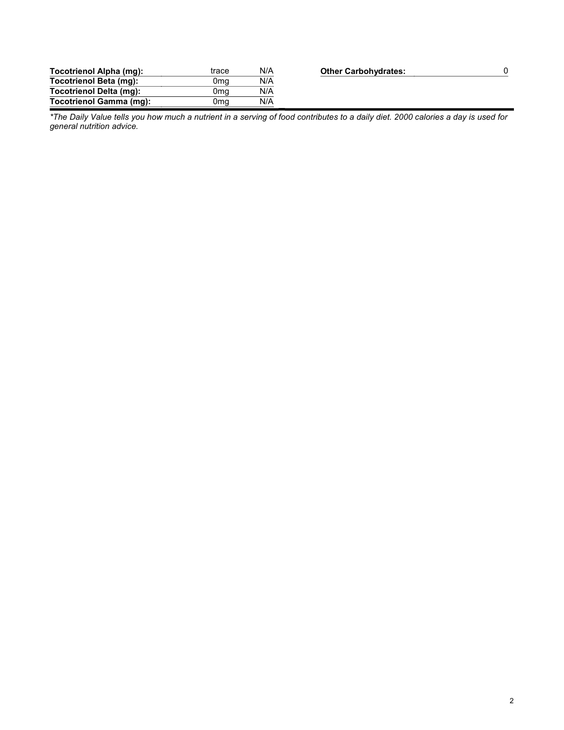| | | | | |
|---|---|---|---|---|
| **Tocotrienol Alpha (mg):** | trace | N/A | **Other Carbohydrates:** | 0 |
| **Tocotrienol Beta (mg):** | 0mg | N/A | | |
| **Tocotrienol Delta (mg):** | 0mg | N/A | | |
| **Tocotrienol Gamma (mg):** | 0mg | N/A | | |

*\*The Daily Value tells you how much a nutrient in a serving of food contributes to a daily diet. 2000 calories a day is used for general nutrition advice.*